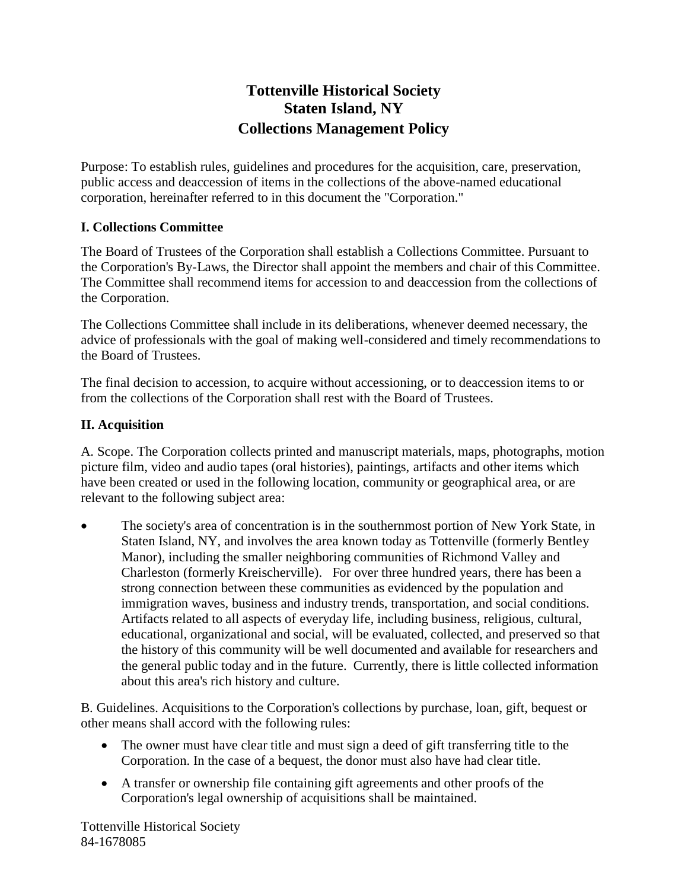# Tottenville Historical Society
# Staten Island, NY
# Collections Management Policy

Purpose: To establish rules, guidelines and procedures for the acquisition, care, preservation, public access and deaccession of items in the collections of the above-named educational corporation, hereinafter referred to in this document the "Corporation."

### I. Collections Committee

The Board of Trustees of the Corporation shall establish a Collections Committee. Pursuant to the Corporation's By-Laws, the Director shall appoint the members and chair of this Committee. The Committee shall recommend items for accession to and deaccession from the collections of the Corporation.

The Collections Committee shall include in its deliberations, whenever deemed necessary, the advice of professionals with the goal of making well-considered and timely recommendations to the Board of Trustees.

The final decision to accession, to acquire without accessioning, or to deaccession items to or from the collections of the Corporation shall rest with the Board of Trustees.

### II. Acquisition

A. Scope. The Corporation collects printed and manuscript materials, maps, photographs, motion picture film, video and audio tapes (oral histories), paintings, artifacts and other items which have been created or used in the following location, community or geographical area, or are relevant to the following subject area:

- The society's area of concentration is in the southernmost portion of New York State, in Staten Island, NY, and involves the area known today as Tottenville (formerly Bentley Manor), including the smaller neighboring communities of Richmond Valley and Charleston (formerly Kreischerville). For over three hundred years, there has been a strong connection between these communities as evidenced by the population and immigration waves, business and industry trends, transportation, and social conditions. Artifacts related to all aspects of everyday life, including business, religious, cultural, educational, organizational and social, will be evaluated, collected, and preserved so that the history of this community will be well documented and available for researchers and the general public today and in the future. Currently, there is little collected information about this area's rich history and culture.

B. Guidelines. Acquisitions to the Corporation's collections by purchase, loan, gift, bequest or other means shall accord with the following rules:

- The owner must have clear title and must sign a deed of gift transferring title to the Corporation. In the case of a bequest, the donor must also have had clear title.
- A transfer or ownership file containing gift agreements and other proofs of the Corporation's legal ownership of acquisitions shall be maintained.

Tottenville Historical Society
84-1678085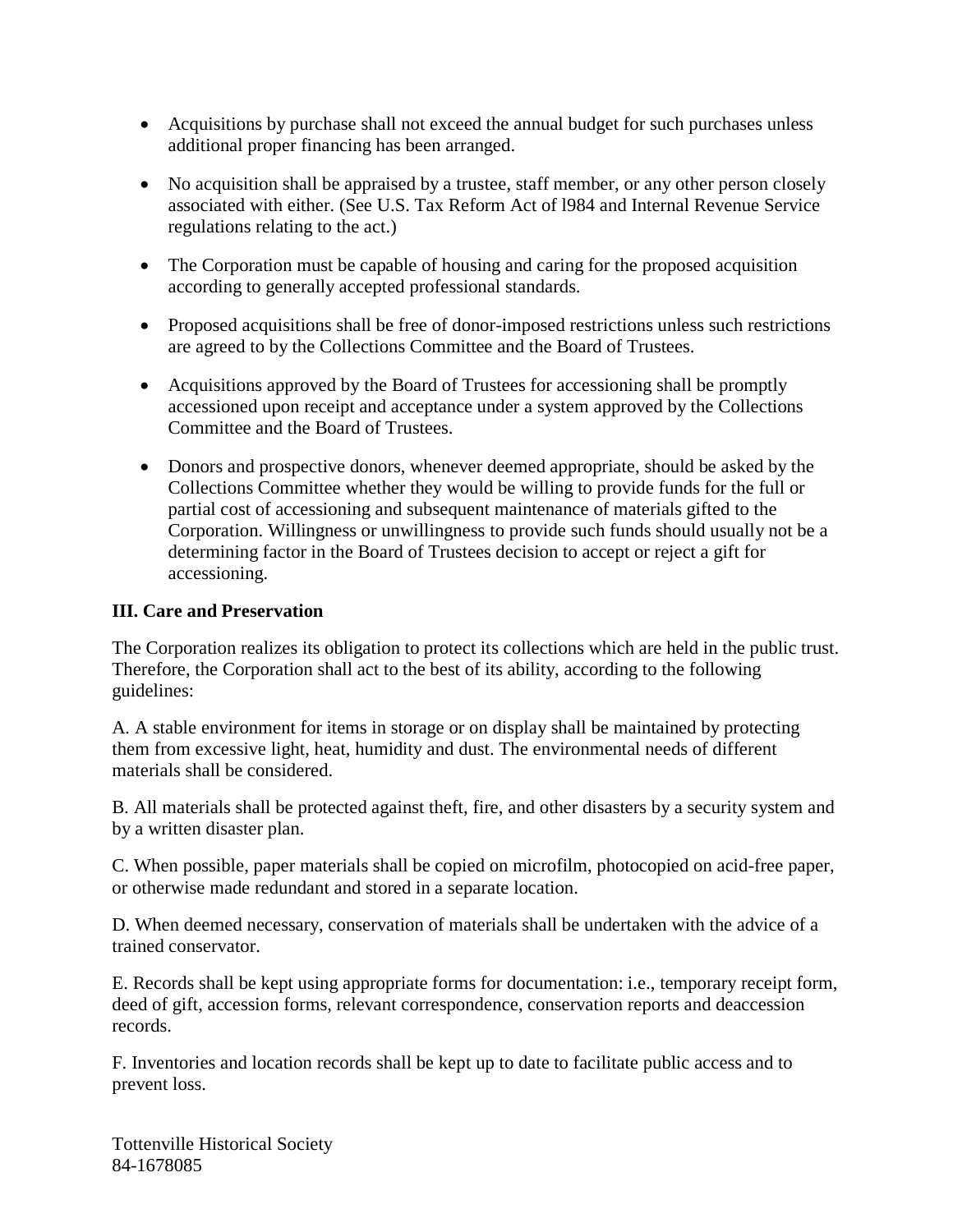- Acquisitions by purchase shall not exceed the annual budget for such purchases unless additional proper financing has been arranged.
- No acquisition shall be appraised by a trustee, staff member, or any other person closely associated with either. (See U.S. Tax Reform Act of l984 and Internal Revenue Service regulations relating to the act.)
- The Corporation must be capable of housing and caring for the proposed acquisition according to generally accepted professional standards.
- Proposed acquisitions shall be free of donor-imposed restrictions unless such restrictions are agreed to by the Collections Committee and the Board of Trustees.
- Acquisitions approved by the Board of Trustees for accessioning shall be promptly accessioned upon receipt and acceptance under a system approved by the Collections Committee and the Board of Trustees.
- Donors and prospective donors, whenever deemed appropriate, should be asked by the Collections Committee whether they would be willing to provide funds for the full or partial cost of accessioning and subsequent maintenance of materials gifted to the Corporation. Willingness or unwillingness to provide such funds should usually not be a determining factor in the Board of Trustees decision to accept or reject a gift for accessioning.

**III. Care and Preservation**

The Corporation realizes its obligation to protect its collections which are held in the public trust. Therefore, the Corporation shall act to the best of its ability, according to the following guidelines:

A. A stable environment for items in storage or on display shall be maintained by protecting them from excessive light, heat, humidity and dust. The environmental needs of different materials shall be considered.

B. All materials shall be protected against theft, fire, and other disasters by a security system and by a written disaster plan.

C. When possible, paper materials shall be copied on microfilm, photocopied on acid-free paper, or otherwise made redundant and stored in a separate location.

D. When deemed necessary, conservation of materials shall be undertaken with the advice of a trained conservator.

E. Records shall be kept using appropriate forms for documentation: i.e., temporary receipt form, deed of gift, accession forms, relevant correspondence, conservation reports and deaccession records.

F. Inventories and location records shall be kept up to date to facilitate public access and to prevent loss.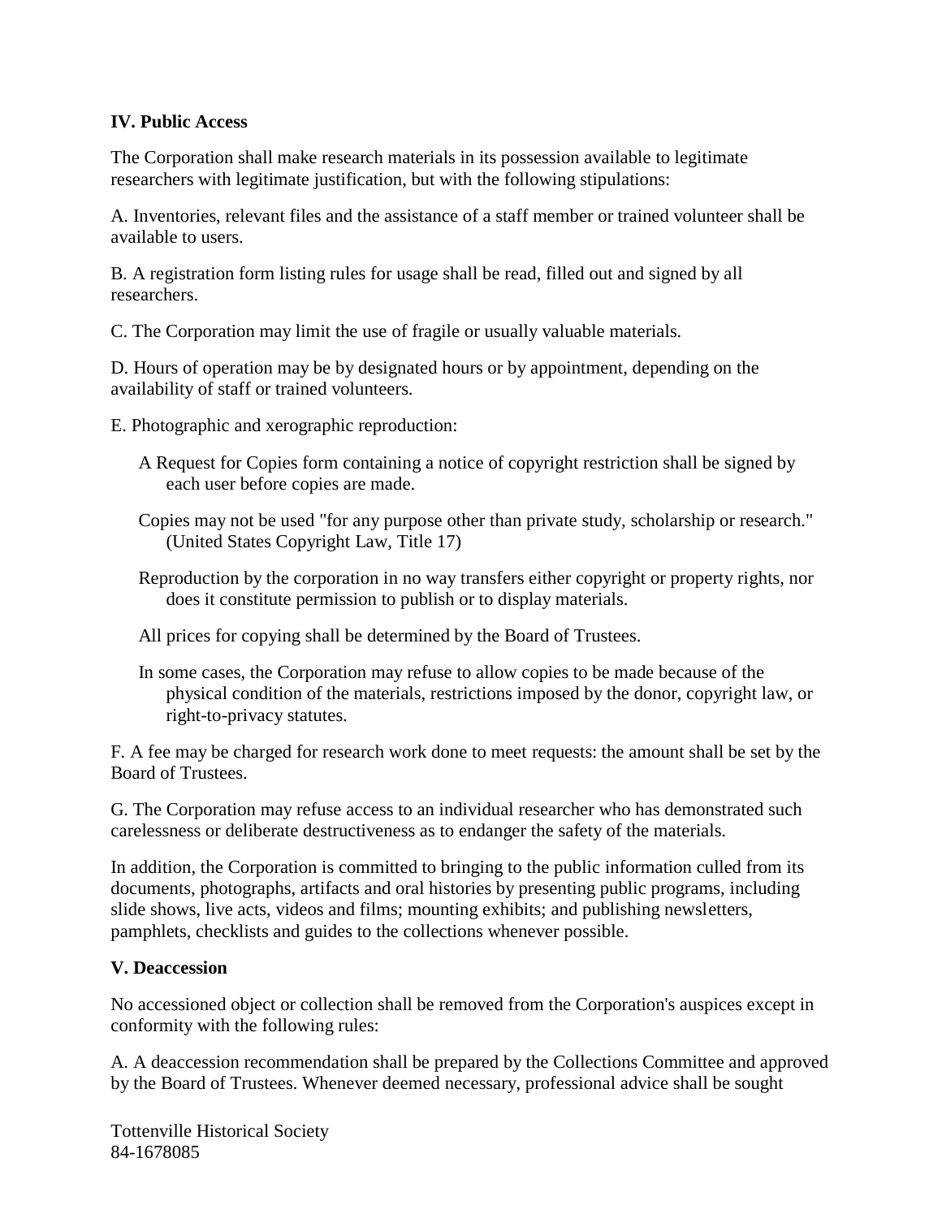**IV. Public Access**

The Corporation shall make research materials in its possession available to legitimate researchers with legitimate justification, but with the following stipulations:

A. Inventories, relevant files and the assistance of a staff member or trained volunteer shall be available to users.

B. A registration form listing rules for usage shall be read, filled out and signed by all researchers.

C. The Corporation may limit the use of fragile or usually valuable materials.

D. Hours of operation may be by designated hours or by appointment, depending on the availability of staff or trained volunteers.

E. Photographic and xerographic reproduction:

A Request for Copies form containing a notice of copyright restriction shall be signed by each user before copies are made.

Copies may not be used "for any purpose other than private study, scholarship or research." (United States Copyright Law, Title 17)

Reproduction by the corporation in no way transfers either copyright or property rights, nor does it constitute permission to publish or to display materials.

All prices for copying shall be determined by the Board of Trustees.

In some cases, the Corporation may refuse to allow copies to be made because of the physical condition of the materials, restrictions imposed by the donor, copyright law, or right-to-privacy statutes.

F. A fee may be charged for research work done to meet requests: the amount shall be set by the Board of Trustees.

G. The Corporation may refuse access to an individual researcher who has demonstrated such carelessness or deliberate destructiveness as to endanger the safety of the materials.

In addition, the Corporation is committed to bringing to the public information culled from its documents, photographs, artifacts and oral histories by presenting public programs, including slide shows, live acts, videos and films; mounting exhibits; and publishing newsletters, pamphlets, checklists and guides to the collections whenever possible.

**V. Deaccession**

No accessioned object or collection shall be removed from the Corporation's auspices except in conformity with the following rules:

A. A deaccession recommendation shall be prepared by the Collections Committee and approved by the Board of Trustees. Whenever deemed necessary, professional advice shall be sought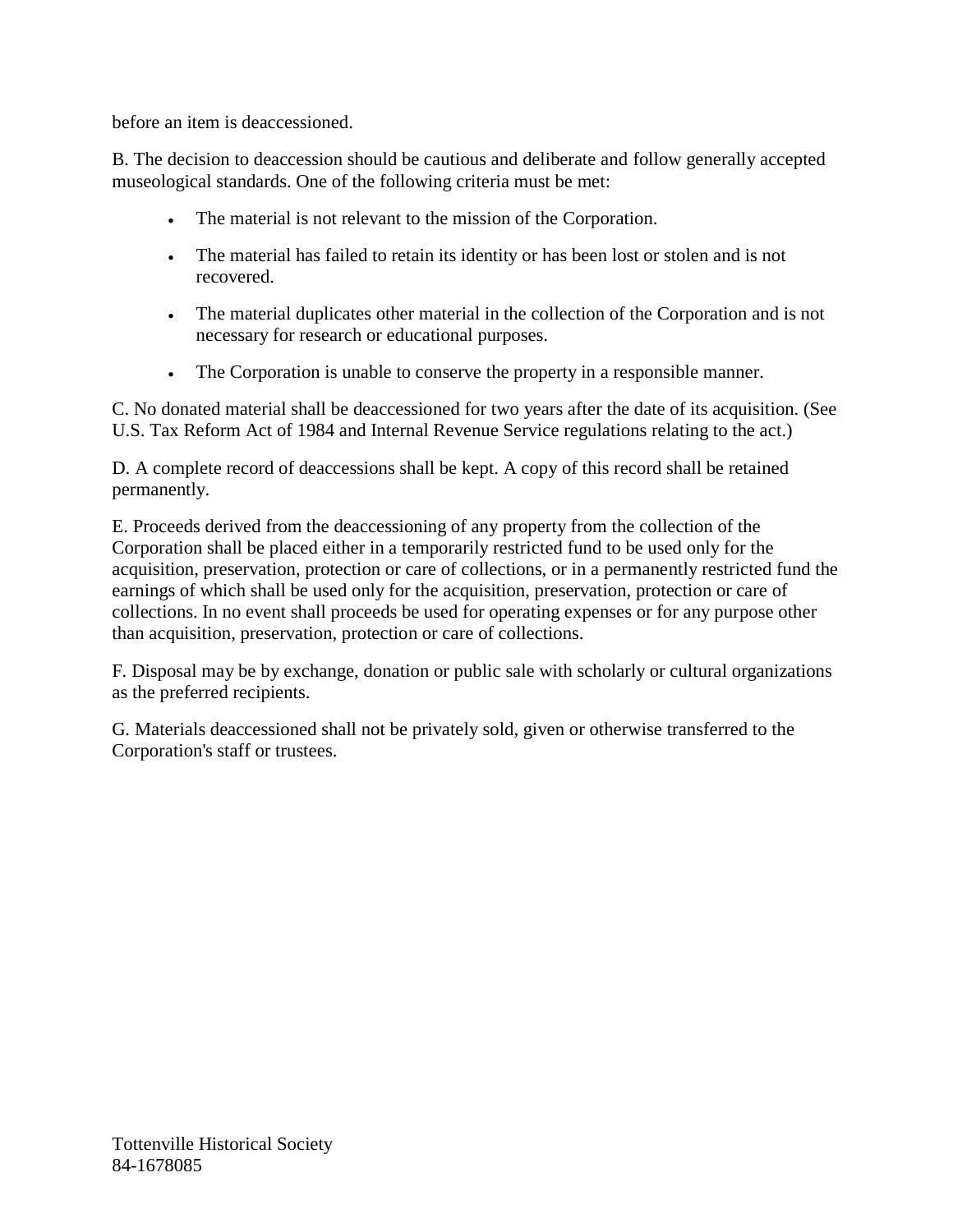before an item is deaccessioned.

B. The decision to deaccession should be cautious and deliberate and follow generally accepted museological standards. One of the following criteria must be met:

- The material is not relevant to the mission of the Corporation.
- The material has failed to retain its identity or has been lost or stolen and is not recovered.
- The material duplicates other material in the collection of the Corporation and is not necessary for research or educational purposes.
- The Corporation is unable to conserve the property in a responsible manner.

C. No donated material shall be deaccessioned for two years after the date of its acquisition. (See U.S. Tax Reform Act of 1984 and Internal Revenue Service regulations relating to the act.)

D. A complete record of deaccessions shall be kept. A copy of this record shall be retained permanently.

E. Proceeds derived from the deaccessioning of any property from the collection of the Corporation shall be placed either in a temporarily restricted fund to be used only for the acquisition, preservation, protection or care of collections, or in a permanently restricted fund the earnings of which shall be used only for the acquisition, preservation, protection or care of collections. In no event shall proceeds be used for operating expenses or for any purpose other than acquisition, preservation, protection or care of collections.

F. Disposal may be by exchange, donation or public sale with scholarly or cultural organizations as the preferred recipients.

G. Materials deaccessioned shall not be privately sold, given or otherwise transferred to the Corporation's staff or trustees.